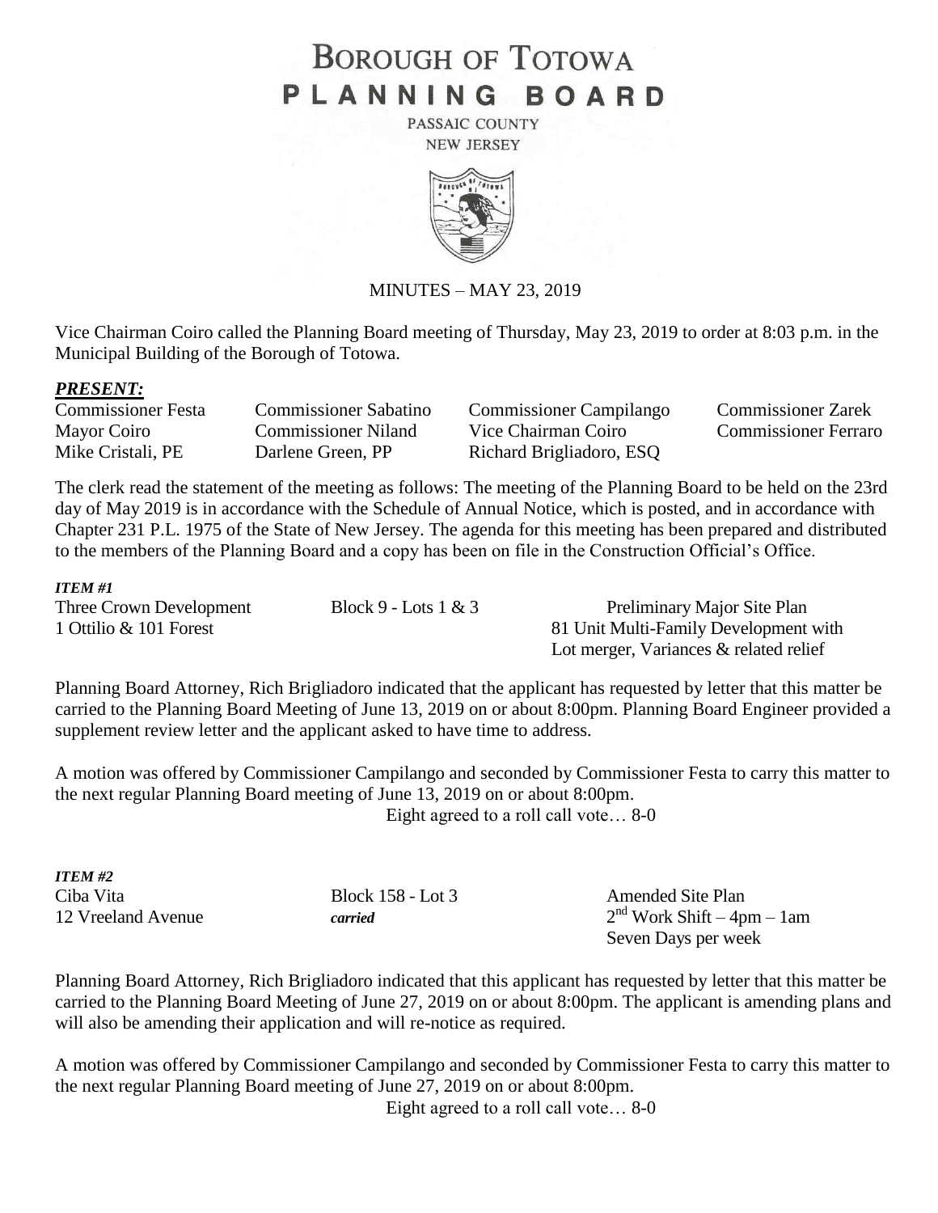# BOROUGH OF TOTOWA
# PLANNING BOARD

PASSAIC COUNTY
NEW JERSEY

MINUTES – MAY 23, 2019

Vice Chairman Coiro called the Planning Board meeting of Thursday, May 23, 2019 to order at 8:03 p.m. in the Municipal Building of the Borough of Totowa.

***PRESENT:***

| | | | |
|---|---|---|---|
| Commissioner Festa | Commissioner Sabatino | Commissioner Campilango | Commissioner Zarek |
| Mayor Coiro | Commissioner Niland | Vice Chairman Coiro | Commissioner Ferraro |
| Mike Cristali, PE | Darlene Green, PP | Richard Brigliadoro, ESQ | |

The clerk read the statement of the meeting as follows: The meeting of the Planning Board to be held on the 23rd day of May 2019 is in accordance with the Schedule of Annual Notice, which is posted, and in accordance with Chapter 231 P.L. 1975 of the State of New Jersey. The agenda for this meeting has been prepared and distributed to the members of the Planning Board and a copy has been on file in the Construction Official's Office.

***ITEM #1***

| | | |
|---|---|---|
| Three Crown Development | Block 9 - Lots 1 & 3 | Preliminary Major Site Plan |
| 1 Ottilio & 101 Forest | | 81 Unit Multi-Family Development with Lot merger, Variances & related relief |

Planning Board Attorney, Rich Brigliadoro indicated that the applicant has requested by letter that this matter be carried to the Planning Board Meeting of June 13, 2019 on or about 8:00pm. Planning Board Engineer provided a supplement review letter and the applicant asked to have time to address.

A motion was offered by Commissioner Campilango and seconded by Commissioner Festa to carry this matter to the next regular Planning Board meeting of June 13, 2019 on or about 8:00pm.

Eight agreed to a roll call vote… 8-0

***ITEM #2***

| | | |
|---|---|---|
| Ciba Vita | Block 158 - Lot 3 | Amended Site Plan |
| 12 Vreeland Avenue | ***carried*** | 2nd Work Shift – 4pm – 1am Seven Days per week |

Planning Board Attorney, Rich Brigliadoro indicated that this applicant has requested by letter that this matter be carried to the Planning Board Meeting of June 27, 2019 on or about 8:00pm. The applicant is amending plans and will also be amending their application and will re-notice as required.

A motion was offered by Commissioner Campilango and seconded by Commissioner Festa to carry this matter to the next regular Planning Board meeting of June 27, 2019 on or about 8:00pm.

Eight agreed to a roll call vote… 8-0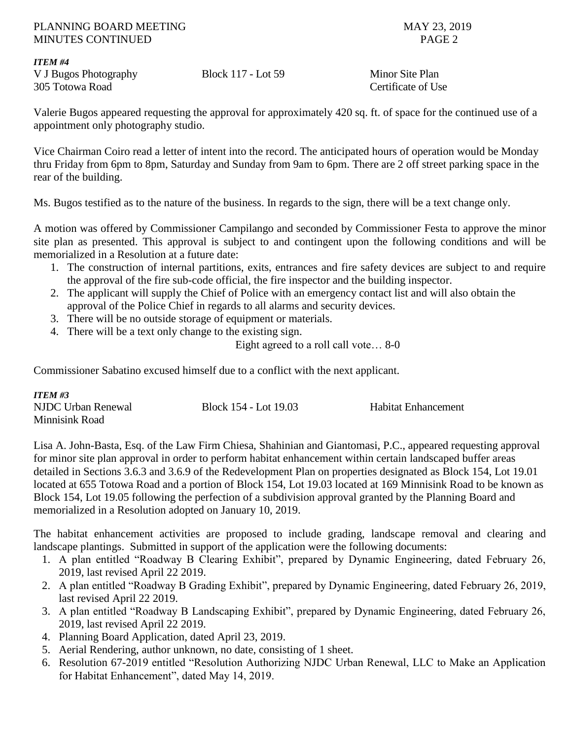***ITEM #4***

| | | |
|---|---|---|
| V J Bugos Photography | Block 117 - Lot 59 | Minor Site Plan |
| 305 Totowa Road | | Certificate of Use |

Valerie Bugos appeared requesting the approval for approximately 420 sq. ft. of space for the continued use of a appointment only photography studio.

Vice Chairman Coiro read a letter of intent into the record. The anticipated hours of operation would be Monday thru Friday from 6pm to 8pm, Saturday and Sunday from 9am to 6pm. There are 2 off street parking space in the rear of the building.

Ms. Bugos testified as to the nature of the business. In regards to the sign, there will be a text change only.

A motion was offered by Commissioner Campilango and seconded by Commissioner Festa to approve the minor site plan as presented. This approval is subject to and contingent upon the following conditions and will be memorialized in a Resolution at a future date:

1. The construction of internal partitions, exits, entrances and fire safety devices are subject to and require the approval of the fire sub-code official, the fire inspector and the building inspector.
2. The applicant will supply the Chief of Police with an emergency contact list and will also obtain the approval of the Police Chief in regards to all alarms and security devices.
3. There will be no outside storage of equipment or materials.
4. There will be a text only change to the existing sign.

Eight agreed to a roll call vote… 8-0

Commissioner Sabatino excused himself due to a conflict with the next applicant.

***ITEM #3***

| | | |
|---|---|---|
| NJDC Urban Renewal | Block 154 - Lot 19.03 | Habitat Enhancement |
| Minnisink Road | | |

Lisa A. John-Basta, Esq. of the Law Firm Chiesa, Shahinian and Giantomasi, P.C., appeared requesting approval for minor site plan approval in order to perform habitat enhancement within certain landscaped buffer areas detailed in Sections 3.6.3 and 3.6.9 of the Redevelopment Plan on properties designated as Block 154, Lot 19.01 located at 655 Totowa Road and a portion of Block 154, Lot 19.03 located at 169 Minnisink Road to be known as Block 154, Lot 19.05 following the perfection of a subdivision approval granted by the Planning Board and memorialized in a Resolution adopted on January 10, 2019.

The habitat enhancement activities are proposed to include grading, landscape removal and clearing and landscape plantings. Submitted in support of the application were the following documents:

1. A plan entitled "Roadway B Clearing Exhibit", prepared by Dynamic Engineering, dated February 26, 2019, last revised April 22 2019.
2. A plan entitled "Roadway B Grading Exhibit", prepared by Dynamic Engineering, dated February 26, 2019, last revised April 22 2019.
3. A plan entitled "Roadway B Landscaping Exhibit", prepared by Dynamic Engineering, dated February 26, 2019, last revised April 22 2019.
4. Planning Board Application, dated April 23, 2019.
5. Aerial Rendering, author unknown, no date, consisting of 1 sheet.
6. Resolution 67-2019 entitled "Resolution Authorizing NJDC Urban Renewal, LLC to Make an Application for Habitat Enhancement", dated May 14, 2019.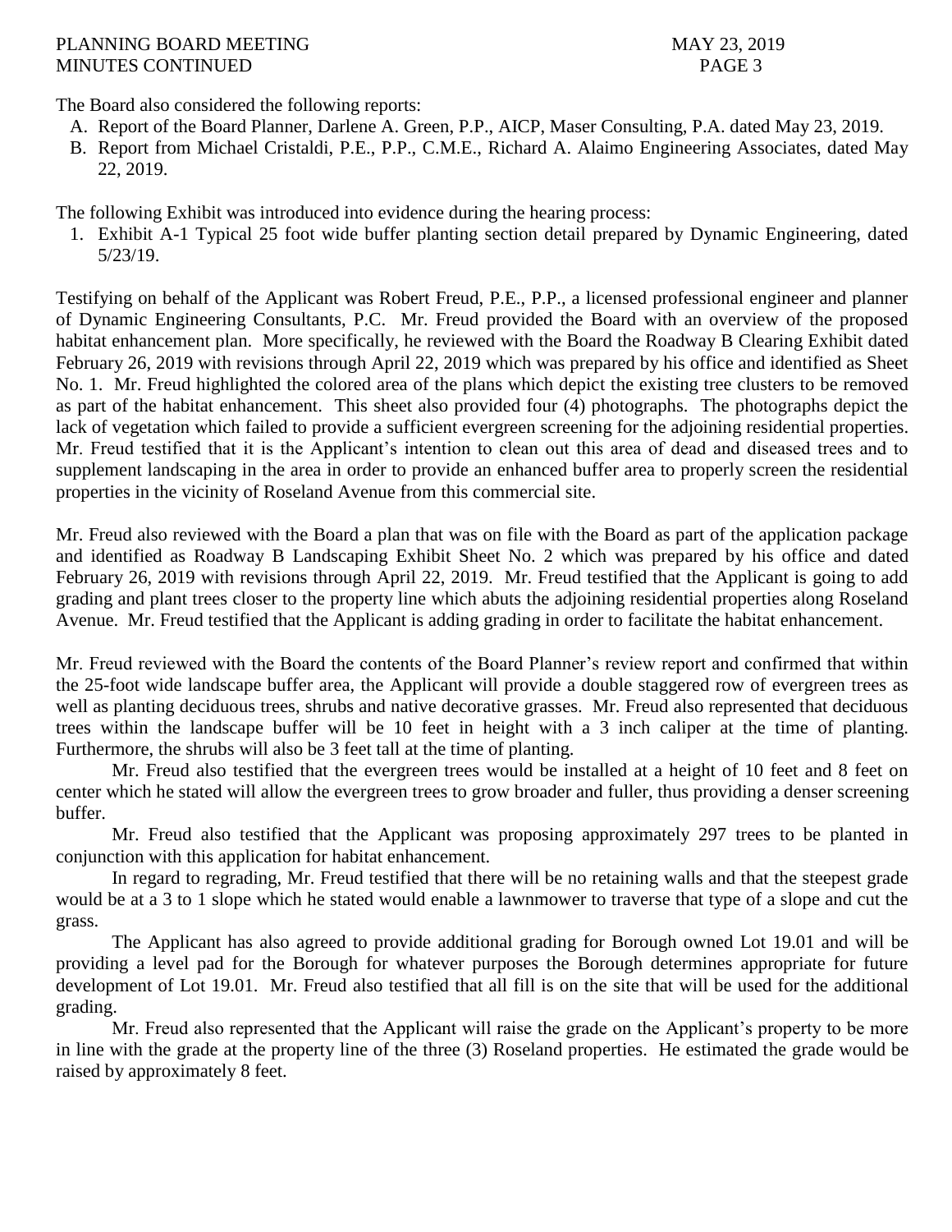The Board also considered the following reports:

A. Report of the Board Planner, Darlene A. Green, P.P., AICP, Maser Consulting, P.A. dated May 23, 2019.
B. Report from Michael Cristaldi, P.E., P.P., C.M.E., Richard A. Alaimo Engineering Associates, dated May 22, 2019.

The following Exhibit was introduced into evidence during the hearing process:

1. Exhibit A-1 Typical 25 foot wide buffer planting section detail prepared by Dynamic Engineering, dated 5/23/19.

Testifying on behalf of the Applicant was Robert Freud, P.E., P.P., a licensed professional engineer and planner of Dynamic Engineering Consultants, P.C. Mr. Freud provided the Board with an overview of the proposed habitat enhancement plan. More specifically, he reviewed with the Board the Roadway B Clearing Exhibit dated February 26, 2019 with revisions through April 22, 2019 which was prepared by his office and identified as Sheet No. 1. Mr. Freud highlighted the colored area of the plans which depict the existing tree clusters to be removed as part of the habitat enhancement. This sheet also provided four (4) photographs. The photographs depict the lack of vegetation which failed to provide a sufficient evergreen screening for the adjoining residential properties. Mr. Freud testified that it is the Applicant's intention to clean out this area of dead and diseased trees and to supplement landscaping in the area in order to provide an enhanced buffer area to properly screen the residential properties in the vicinity of Roseland Avenue from this commercial site.

Mr. Freud also reviewed with the Board a plan that was on file with the Board as part of the application package and identified as Roadway B Landscaping Exhibit Sheet No. 2 which was prepared by his office and dated February 26, 2019 with revisions through April 22, 2019. Mr. Freud testified that the Applicant is going to add grading and plant trees closer to the property line which abuts the adjoining residential properties along Roseland Avenue. Mr. Freud testified that the Applicant is adding grading in order to facilitate the habitat enhancement.

Mr. Freud reviewed with the Board the contents of the Board Planner's review report and confirmed that within the 25-foot wide landscape buffer area, the Applicant will provide a double staggered row of evergreen trees as well as planting deciduous trees, shrubs and native decorative grasses. Mr. Freud also represented that deciduous trees within the landscape buffer will be 10 feet in height with a 3 inch caliper at the time of planting. Furthermore, the shrubs will also be 3 feet tall at the time of planting.

Mr. Freud also testified that the evergreen trees would be installed at a height of 10 feet and 8 feet on center which he stated will allow the evergreen trees to grow broader and fuller, thus providing a denser screening buffer.

Mr. Freud also testified that the Applicant was proposing approximately 297 trees to be planted in conjunction with this application for habitat enhancement.

In regard to regrading, Mr. Freud testified that there will be no retaining walls and that the steepest grade would be at a 3 to 1 slope which he stated would enable a lawnmower to traverse that type of a slope and cut the grass.

The Applicant has also agreed to provide additional grading for Borough owned Lot 19.01 and will be providing a level pad for the Borough for whatever purposes the Borough determines appropriate for future development of Lot 19.01. Mr. Freud also testified that all fill is on the site that will be used for the additional grading.

Mr. Freud also represented that the Applicant will raise the grade on the Applicant's property to be more in line with the grade at the property line of the three (3) Roseland properties. He estimated the grade would be raised by approximately 8 feet.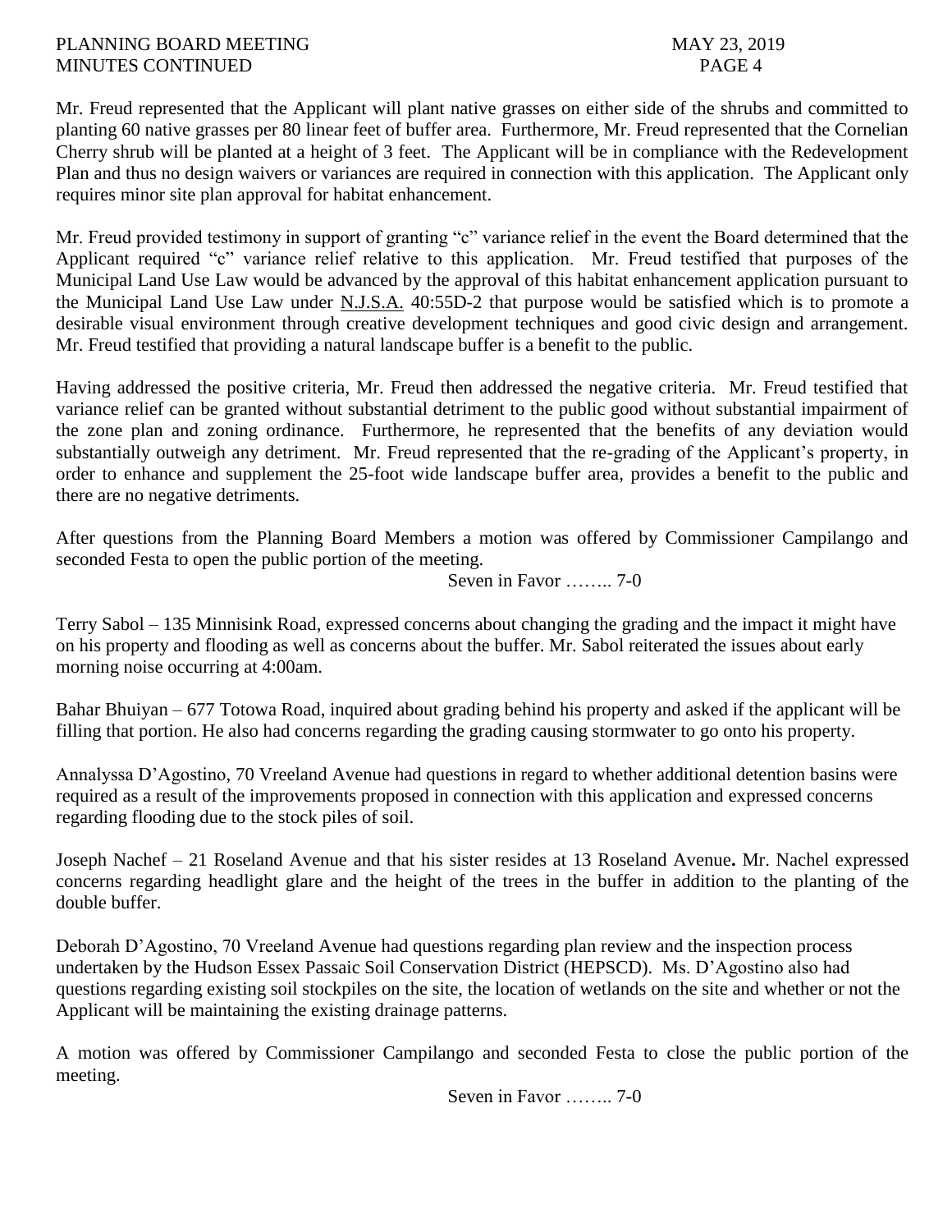Mr. Freud represented that the Applicant will plant native grasses on either side of the shrubs and committed to planting 60 native grasses per 80 linear feet of buffer area. Furthermore, Mr. Freud represented that the Cornelian Cherry shrub will be planted at a height of 3 feet. The Applicant will be in compliance with the Redevelopment Plan and thus no design waivers or variances are required in connection with this application. The Applicant only requires minor site plan approval for habitat enhancement.

Mr. Freud provided testimony in support of granting "c" variance relief in the event the Board determined that the Applicant required "c" variance relief relative to this application. Mr. Freud testified that purposes of the Municipal Land Use Law would be advanced by the approval of this habitat enhancement application pursuant to the Municipal Land Use Law under N.J.S.A. 40:55D-2 that purpose would be satisfied which is to promote a desirable visual environment through creative development techniques and good civic design and arrangement. Mr. Freud testified that providing a natural landscape buffer is a benefit to the public.

Having addressed the positive criteria, Mr. Freud then addressed the negative criteria. Mr. Freud testified that variance relief can be granted without substantial detriment to the public good without substantial impairment of the zone plan and zoning ordinance. Furthermore, he represented that the benefits of any deviation would substantially outweigh any detriment. Mr. Freud represented that the re-grading of the Applicant's property, in order to enhance and supplement the 25-foot wide landscape buffer area, provides a benefit to the public and there are no negative detriments.

After questions from the Planning Board Members a motion was offered by Commissioner Campilango and seconded Festa to open the public portion of the meeting.

Seven in Favor …….. 7-0

Terry Sabol – 135 Minnisink Road, expressed concerns about changing the grading and the impact it might have on his property and flooding as well as concerns about the buffer. Mr. Sabol reiterated the issues about early morning noise occurring at 4:00am.

Bahar Bhuiyan – 677 Totowa Road, inquired about grading behind his property and asked if the applicant will be filling that portion. He also had concerns regarding the grading causing stormwater to go onto his property.

Annalyssa D'Agostino, 70 Vreeland Avenue had questions in regard to whether additional detention basins were required as a result of the improvements proposed in connection with this application and expressed concerns regarding flooding due to the stock piles of soil.

Joseph Nachef – 21 Roseland Avenue and that his sister resides at 13 Roseland Avenue**.** Mr. Nachel expressed concerns regarding headlight glare and the height of the trees in the buffer in addition to the planting of the double buffer.

Deborah D'Agostino, 70 Vreeland Avenue had questions regarding plan review and the inspection process undertaken by the Hudson Essex Passaic Soil Conservation District (HEPSCD). Ms. D'Agostino also had questions regarding existing soil stockpiles on the site, the location of wetlands on the site and whether or not the Applicant will be maintaining the existing drainage patterns.

A motion was offered by Commissioner Campilango and seconded Festa to close the public portion of the meeting.

Seven in Favor …….. 7-0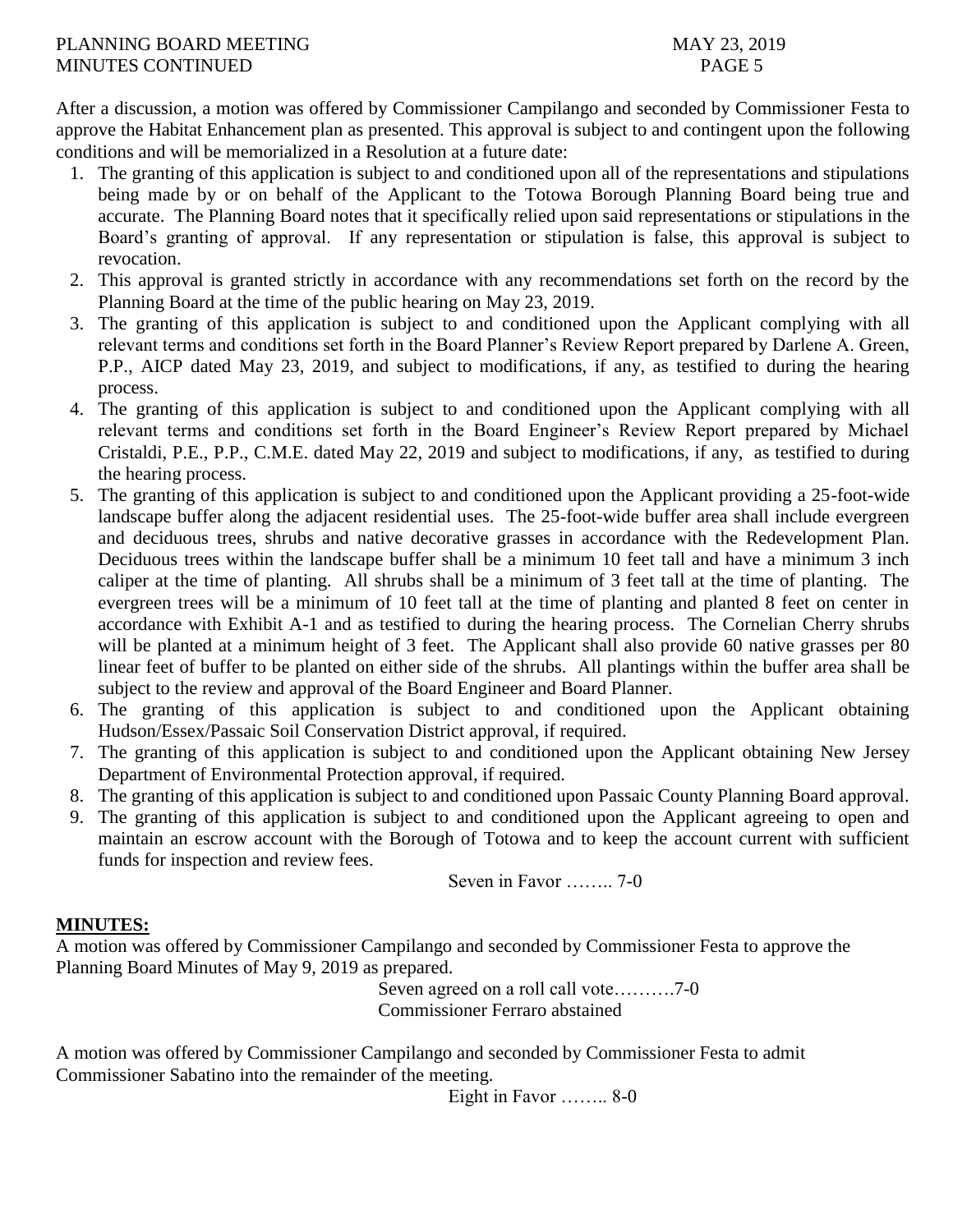After a discussion, a motion was offered by Commissioner Campilango and seconded by Commissioner Festa to approve the Habitat Enhancement plan as presented. This approval is subject to and contingent upon the following conditions and will be memorialized in a Resolution at a future date:

1. The granting of this application is subject to and conditioned upon all of the representations and stipulations being made by or on behalf of the Applicant to the Totowa Borough Planning Board being true and accurate. The Planning Board notes that it specifically relied upon said representations or stipulations in the Board's granting of approval. If any representation or stipulation is false, this approval is subject to revocation.
2. This approval is granted strictly in accordance with any recommendations set forth on the record by the Planning Board at the time of the public hearing on May 23, 2019.
3. The granting of this application is subject to and conditioned upon the Applicant complying with all relevant terms and conditions set forth in the Board Planner's Review Report prepared by Darlene A. Green, P.P., AICP dated May 23, 2019, and subject to modifications, if any, as testified to during the hearing process.
4. The granting of this application is subject to and conditioned upon the Applicant complying with all relevant terms and conditions set forth in the Board Engineer's Review Report prepared by Michael Cristaldi, P.E., P.P., C.M.E. dated May 22, 2019 and subject to modifications, if any, as testified to during the hearing process.
5. The granting of this application is subject to and conditioned upon the Applicant providing a 25-foot-wide landscape buffer along the adjacent residential uses. The 25-foot-wide buffer area shall include evergreen and deciduous trees, shrubs and native decorative grasses in accordance with the Redevelopment Plan. Deciduous trees within the landscape buffer shall be a minimum 10 feet tall and have a minimum 3 inch caliper at the time of planting. All shrubs shall be a minimum of 3 feet tall at the time of planting. The evergreen trees will be a minimum of 10 feet tall at the time of planting and planted 8 feet on center in accordance with Exhibit A-1 and as testified to during the hearing process. The Cornelian Cherry shrubs will be planted at a minimum height of 3 feet. The Applicant shall also provide 60 native grasses per 80 linear feet of buffer to be planted on either side of the shrubs. All plantings within the buffer area shall be subject to the review and approval of the Board Engineer and Board Planner.
6. The granting of this application is subject to and conditioned upon the Applicant obtaining Hudson/Essex/Passaic Soil Conservation District approval, if required.
7. The granting of this application is subject to and conditioned upon the Applicant obtaining New Jersey Department of Environmental Protection approval, if required.
8. The granting of this application is subject to and conditioned upon Passaic County Planning Board approval.
9. The granting of this application is subject to and conditioned upon the Applicant agreeing to open and maintain an escrow account with the Borough of Totowa and to keep the account current with sufficient funds for inspection and review fees.

Seven in Favor …….. 7-0

**MINUTES:**

A motion was offered by Commissioner Campilango and seconded by Commissioner Festa to approve the Planning Board Minutes of May 9, 2019 as prepared.

Seven agreed on a roll call vote……….7-0
Commissioner Ferraro abstained

A motion was offered by Commissioner Campilango and seconded by Commissioner Festa to admit Commissioner Sabatino into the remainder of the meeting.

Eight in Favor …….. 8-0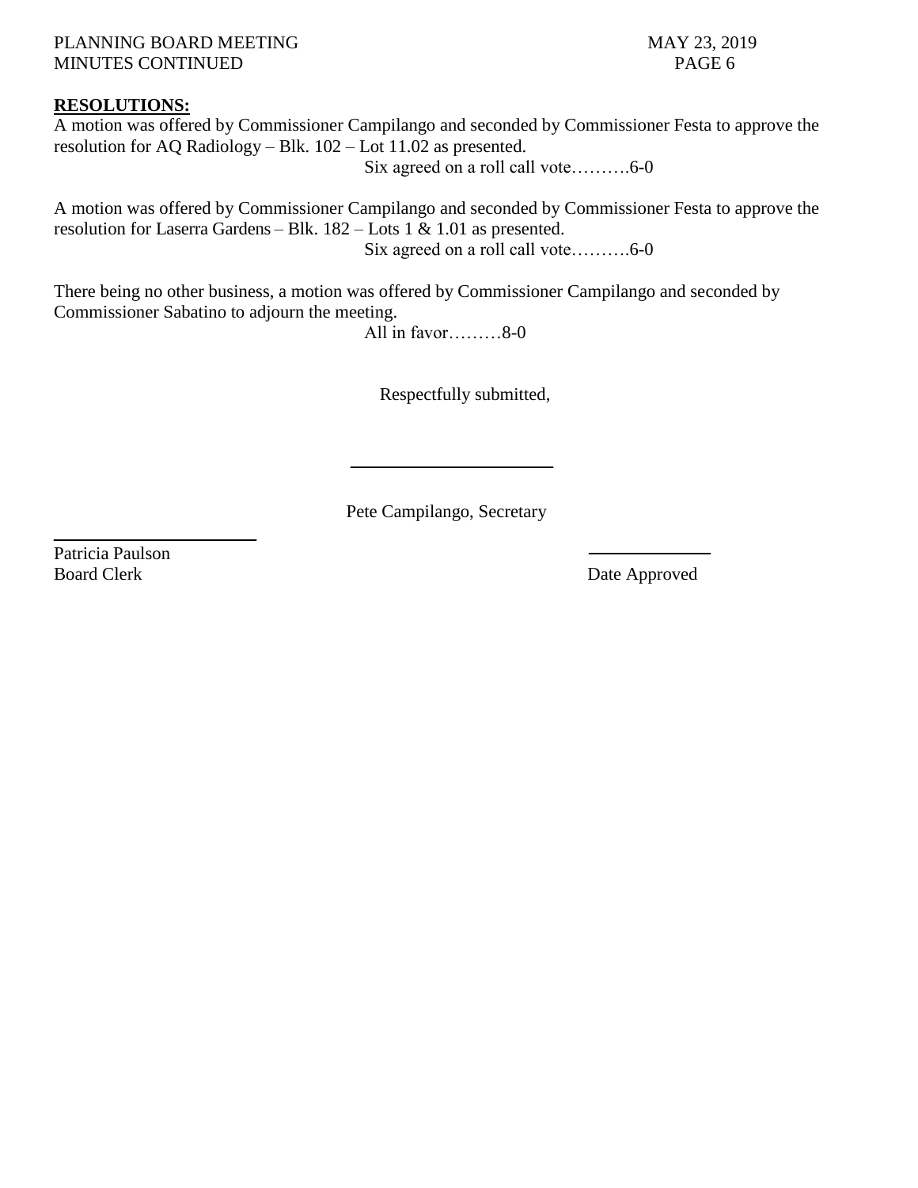**RESOLUTIONS:**

A motion was offered by Commissioner Campilango and seconded by Commissioner Festa to approve the resolution for AQ Radiology – Blk. 102 – Lot 11.02 as presented.

Six agreed on a roll call vote……….6-0

A motion was offered by Commissioner Campilango and seconded by Commissioner Festa to approve the resolution for Laserra Gardens – Blk. 182 – Lots 1 & 1.01 as presented.

Six agreed on a roll call vote……….6-0

There being no other business, a motion was offered by Commissioner Campilango and seconded by Commissioner Sabatino to adjourn the meeting.

All in favor………8-0

Respectfully submitted,

______________________

Pete Campilango, Secretary

______________________

Patricia Paulson
Board Clerk

______________

Date Approved